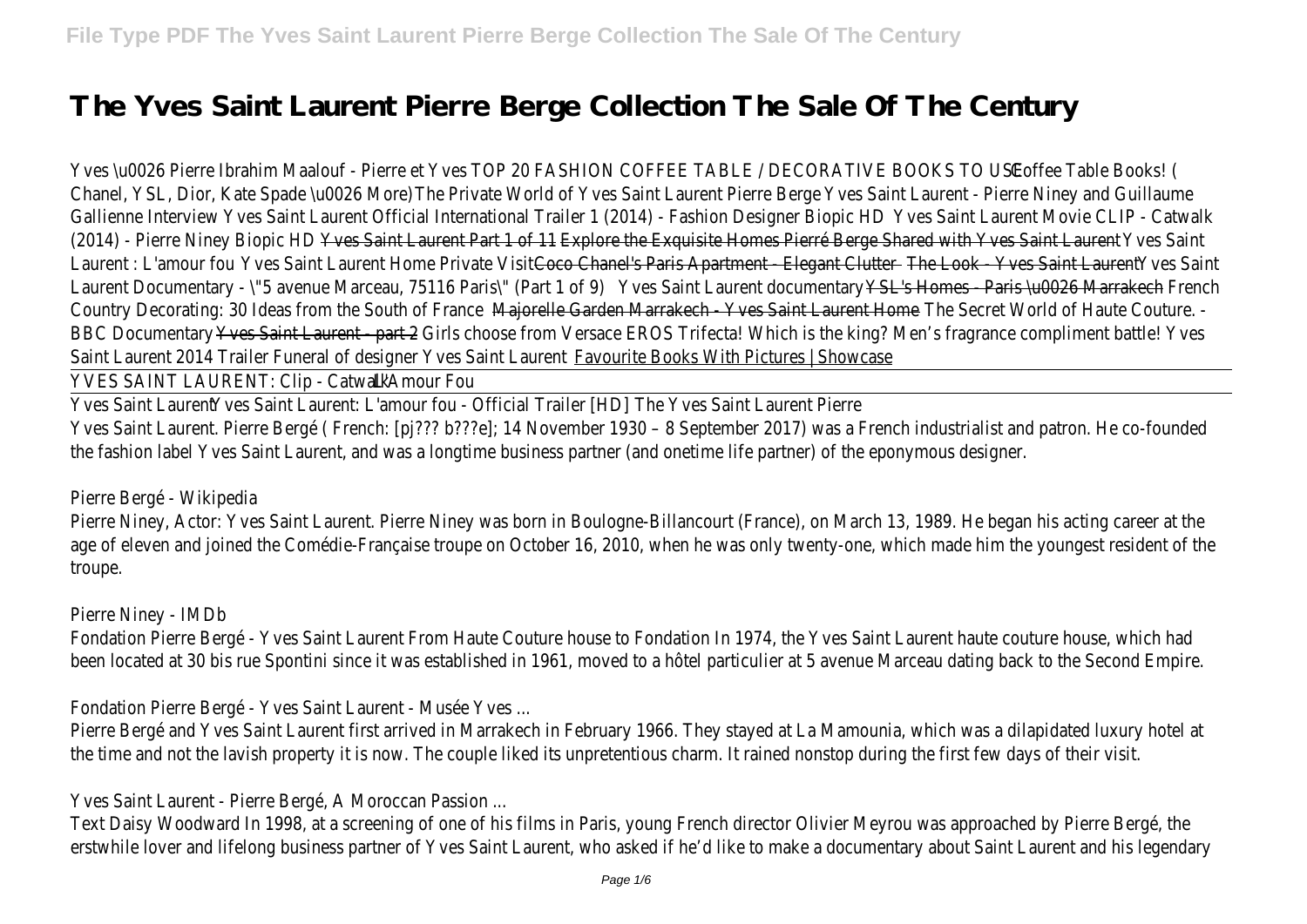# The Yves Saint Laurent Pierre Berge Collection The Sale Of The Century

Yves \u0026 Pierre Ibrahim Maalouf - Pierre et Yves TOP 20 FASHION COFFEE TABLE / DECORATIVE BOOKS TO USE Coffee Table Books! ( Chanel, YSL, Dior, Kate Spade \u0026 More) The Private World of Yves Saint Laurent Pierre Berge Yves Saint Laurent - Pierre Niney and Guillaume Gallienne Interview Yves Saint Laurent Official International Trailer 1 (2014) - Fashion Designer Biopic HD Yves Saint Laurent Movie CLIP - Catwalk (2014) - Pierre Niney Biopic HD Yves Saint Laurent Part 1 of 11 Explore the Exquisite Homes Pierré Berge Shared with Yves Saint Laurent Yves Saint Laurent : L'amour fou Yves Saint Laurent Home Private Visit Coco Chanel's Paris Apartment - Elegant Clutter The Look - Yves Saint Laurent Yves Saint Laurent Documentary - \"5 avenue Marceau, 75116 Paris\" (Part 1 of 9) Yves Saint Laurent documentary YSL's Homes - Paris \u0026 Marrakech French Country Decorating: 30 Ideas from the South of France Majorelle Garden Marrakech - Yves Saint Laurent Home The Secret World of Haute Couture. - BBC Documentary Yves Saint Laurent - part 2 Girls choose from Versace EROS Trifecta! Which is the king? Men's fragrance compliment battle! Yves Saint Laurent 2014 Trailer Funeral of designer Yves Saint Laurent Favourite Books With Pictures | Showcase

YVES SAINT LAURENT: Clip - Catwalk L'Amour Fou

Yves Saint Laurent Yves Saint Laurent: L'amour fou - Official Trailer [HD] The Yves Saint Laurent Pierre

Yves Saint Laurent. Pierre Bergé ( French: [pj??? b???e]; 14 November 1930 – 8 September 2017) was a French industrialist and patron. He co-founded the fashion label Yves Saint Laurent, and was a longtime business partner (and onetime life partner) of the eponymous designer.

Pierre Bergé - Wikipedia

Pierre Niney, Actor: Yves Saint Laurent. Pierre Niney was born in Boulogne-Billancourt (France), on March 13, 1989. He began his acting career at the age of eleven and joined the Comédie-Française troupe on October 16, 2010, when he was only twenty-one, which made him the youngest resident of the troupe.

Pierre Niney - IMDb

Fondation Pierre Bergé - Yves Saint Laurent From Haute Couture house to Fondation In 1974, the Yves Saint Laurent haute couture house, which had been located at 30 bis rue Spontini since it was established in 1961, moved to a hôtel particulier at 5 avenue Marceau dating back to the Second Empire.

Fondation Pierre Bergé - Yves Saint Laurent - Musée Yves ...

Pierre Bergé and Yves Saint Laurent first arrived in Marrakech in February 1966. They stayed at La Mamounia, which was a dilapidated luxury hotel at the time and not the lavish property it is now. The couple liked its unpretentious charm. It rained nonstop during the first few days of their visit.

Yves Saint Laurent - Pierre Bergé, A Moroccan Passion ...

Text Daisy Woodward In 1998, at a screening of one of his films in Paris, young French director Olivier Meyrou was approached by Pierre Bergé, the erstwhile lover and lifelong business partner of Yves Saint Laurent, who asked if he'd like to make a documentary about Saint Laurent and his legendary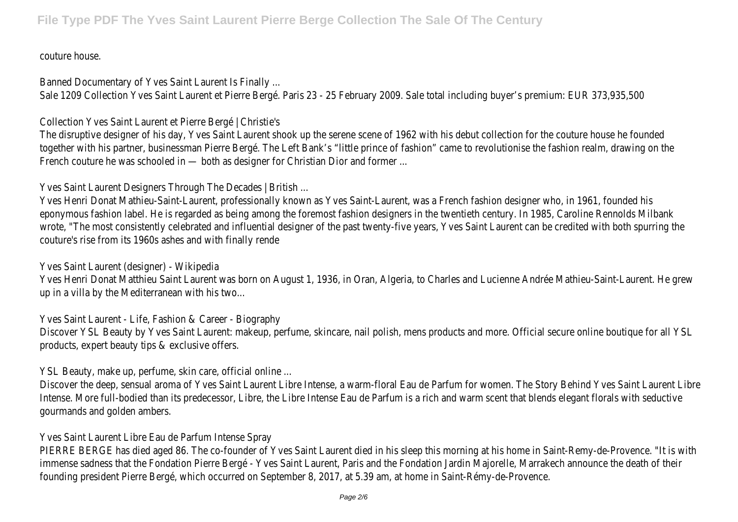couture house.

Banned Documentary of Yves Saint Laurent Is Finally ...

Sale 1209 Collection Yves Saint Laurent et Pierre Bergé. Paris 23 - 25 February 2009. Sale total including buyer's premium: EUR 373,935,500

Collection Yves Saint Laurent et Pierre Bergé | Christie's

The disruptive designer of his day, Yves Saint Laurent shook up the serene scene of 1962 with his debut collection for the couture house he founded together with his partner, businessman Pierre Bergé. The Left Bank's "little prince of fashion" came to revolutionise the fashion realm, drawing on the French couture he was schooled in — both as designer for Christian Dior and former ...

Yves Saint Laurent Designers Through The Decades | British ...

Yves Henri Donat Mathieu-Saint-Laurent, professionally known as Yves Saint-Laurent, was a French fashion designer who, in 1961, founded his eponymous fashion label. He is regarded as being among the foremost fashion designers in the twentieth century. In 1985, Caroline Rennolds Milbank wrote, "The most consistently celebrated and influential designer of the past twenty-five years, Yves Saint Laurent can be credited with both spurring the couture's rise from its 1960s ashes and with finally rende

Yves Saint Laurent (designer) - Wikipedia

Yves Henri Donat Matthieu Saint Laurent was born on August 1, 1936, in Oran, Algeria, to Charles and Lucienne Andrée Mathieu-Saint-Laurent. He grew up in a villa by the Mediterranean with his two...

Yves Saint Laurent - Life, Fashion & Career - Biography

Discover YSL Beauty by Yves Saint Laurent: makeup, perfume, skincare, nail polish, mens products and more. Official secure online boutique for all YSL products, expert beauty tips & exclusive offers.

YSL Beauty, make up, perfume, skin care, official online ...

Discover the deep, sensual aroma of Yves Saint Laurent Libre Intense, a warm-floral Eau de Parfum for women. The Story Behind Yves Saint Laurent Libre Intense. More full-bodied than its predecessor, Libre, the Libre Intense Eau de Parfum is a rich and warm scent that blends elegant florals with seductive gourmands and golden ambers.

Yves Saint Laurent Libre Eau de Parfum Intense Spray

PIERRE BERGE has died aged 86. The co-founder of Yves Saint Laurent died in his sleep this morning at his home in Saint-Remy-de-Provence. "It is with immense sadness that the Fondation Pierre Bergé - Yves Saint Laurent, Paris and the Fondation Jardin Majorelle, Marrakech announce the death of their founding president Pierre Bergé, which occurred on September 8, 2017, at 5.39 am, at home in Saint-Rémy-de-Provence.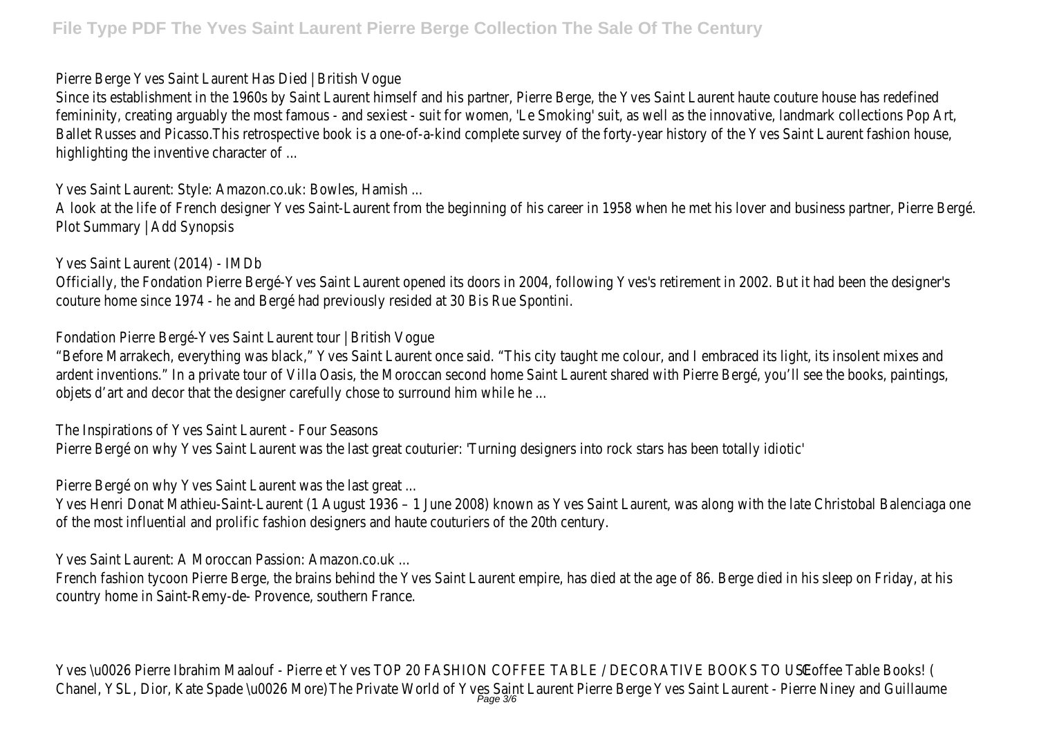Pierre Berge Yves Saint Laurent Has Died | British Vogue

Since its establishment in the 1960s by Saint Laurent himself and his partner, Pierre Berge, the Yves Saint Laurent haute couture house has redefined femininity, creating arguably the most famous - and sexiest - suit for women, 'Le Smoking' suit, as well as the innovative, landmark collections Pop Art, Ballet Russes and Picasso.This retrospective book is a one-of-a-kind complete survey of the forty-year history of the Yves Saint Laurent fashion house, highlighting the inventive character of ...

Yves Saint Laurent: Style: Amazon.co.uk: Bowles, Hamish ...

A look at the life of French designer Yves Saint-Laurent from the beginning of his career in 1958 when he met his lover and business partner, Pierre Bergé. Plot Summary | Add Synopsis

Yves Saint Laurent (2014) - IMDb

Officially, the Fondation Pierre Bergé-Yves Saint Laurent opened its doors in 2004, following Yves's retirement in 2002. But it had been the designer's couture home since 1974 - he and Bergé had previously resided at 30 Bis Rue Spontini.

Fondation Pierre Bergé-Yves Saint Laurent tour | British Vogue

"Before Marrakech, everything was black," Yves Saint Laurent once said. "This city taught me colour, and I embraced its light, its insolent mixes and ardent inventions." In a private tour of Villa Oasis, the Moroccan second home Saint Laurent shared with Pierre Bergé, you'll see the books, paintings, objets d'art and decor that the designer carefully chose to surround him while he ...

The Inspirations of Yves Saint Laurent - Four Seasons

Pierre Bergé on why Yves Saint Laurent was the last great couturier: 'Turning designers into rock stars has been totally idiotic'

Pierre Bergé on why Yves Saint Laurent was the last great ...

Yves Henri Donat Mathieu-Saint-Laurent (1 August 1936 – 1 June 2008) known as Yves Saint Laurent, was along with the late Christobal Balenciaga one of the most influential and prolific fashion designers and haute couturiers of the 20th century.

Yves Saint Laurent: A Moroccan Passion: Amazon.co.uk ...

French fashion tycoon Pierre Berge, the brains behind the Yves Saint Laurent empire, has died at the age of 86. Berge died in his sleep on Friday, at his country home in Saint-Remy-de- Provence, southern France.

Yves \u0026 Pierre Ibrahim Maalouf - Pierre et Yves TOP 20 FASHION COFFEE TABLE / DECORATIVE BOOKS TO USE Coffee Table Books! ( Chanel, YSL, Dior, Kate Spade \u0026 More) The Private World of Yves Saint Laurent Pierre Berge Yves Saint Laurent - Pierre Niney and Guillaume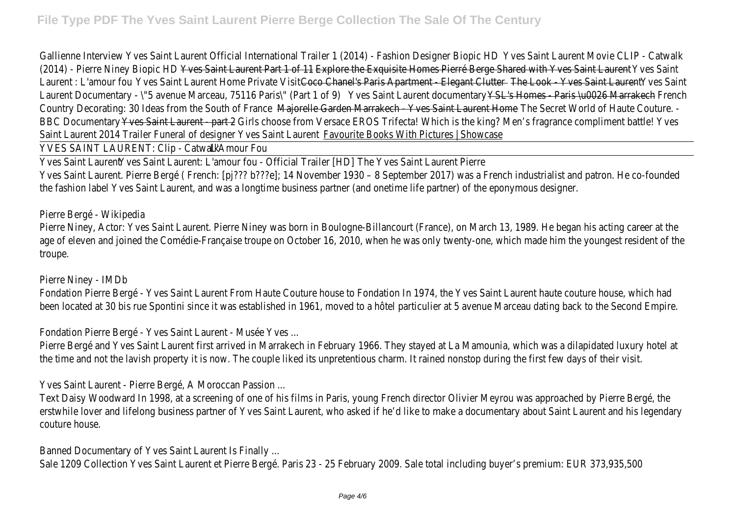Gallienne Interview Yves Saint Laurent Official International Trailer 1 (2014) - Fashion Designer Biopic HD Yves Saint Laurent Movie CLIP - Catwalk (2014) - Pierre Niney Biopic HD ~~Yves Saint Laurent Part 1 of 11~~ ~~Explore the Exquisite Homes Pierré Berge Shared with Yves Saint Laurent~~ Yves Saint Laurent : L'amour fou Yves Saint Laurent Home Private Visit ~~Coco Chanel's Paris Apartment - Elegant Clutter~~ ~~The Look - Yves Saint Laurent~~ Yves Saint Laurent Documentary - \"5 avenue Marceau, 75116 Paris\" (Part 1 of 9) Yves Saint Laurent documentary ~~YSL's Homes - Paris \u0026 Marrakech~~ French Country Decorating: 30 Ideas from the South of France ~~Majorelle Garden Marrakech - Yves Saint Laurent Home~~ The Secret World of Haute Couture. - BBC Documentary ~~Yves Saint Laurent - part 2~~ Girls choose from Versace EROS Trifecta! Which is the king? Men's fragrance compliment battle! Yves Saint Laurent 2014 Trailer Funeral of designer Yves Saint Laurent Favourite Books With Pictures | Showcase

YVES SAINT LAURENT: Clip - Catwalk L'Amour Fou

Yves Saint Laurent Yves Saint Laurent: L'amour fou - Official Trailer [HD] The Yves Saint Laurent Pierre

Yves Saint Laurent. Pierre Bergé ( French: [pj??? b???e]; 14 November 1930 – 8 September 2017) was a French industrialist and patron. He co-founded the fashion label Yves Saint Laurent, and was a longtime business partner (and onetime life partner) of the eponymous designer.

Pierre Bergé - Wikipedia

Pierre Niney, Actor: Yves Saint Laurent. Pierre Niney was born in Boulogne-Billancourt (France), on March 13, 1989. He began his acting career at the age of eleven and joined the Comédie-Française troupe on October 16, 2010, when he was only twenty-one, which made him the youngest resident of the troupe.

Pierre Niney - IMDb

Fondation Pierre Bergé - Yves Saint Laurent From Haute Couture house to Fondation In 1974, the Yves Saint Laurent haute couture house, which had been located at 30 bis rue Spontini since it was established in 1961, moved to a hôtel particulier at 5 avenue Marceau dating back to the Second Empire.

Fondation Pierre Bergé - Yves Saint Laurent - Musée Yves ...

Pierre Bergé and Yves Saint Laurent first arrived in Marrakech in February 1966. They stayed at La Mamounia, which was a dilapidated luxury hotel at the time and not the lavish property it is now. The couple liked its unpretentious charm. It rained nonstop during the first few days of their visit.

Yves Saint Laurent - Pierre Bergé, A Moroccan Passion ...

Text Daisy Woodward In 1998, at a screening of one of his films in Paris, young French director Olivier Meyrou was approached by Pierre Bergé, the erstwhile lover and lifelong business partner of Yves Saint Laurent, who asked if he'd like to make a documentary about Saint Laurent and his legendary couture house.

Banned Documentary of Yves Saint Laurent Is Finally ...

Sale 1209 Collection Yves Saint Laurent et Pierre Bergé. Paris 23 - 25 February 2009. Sale total including buyer's premium: EUR 373,935,500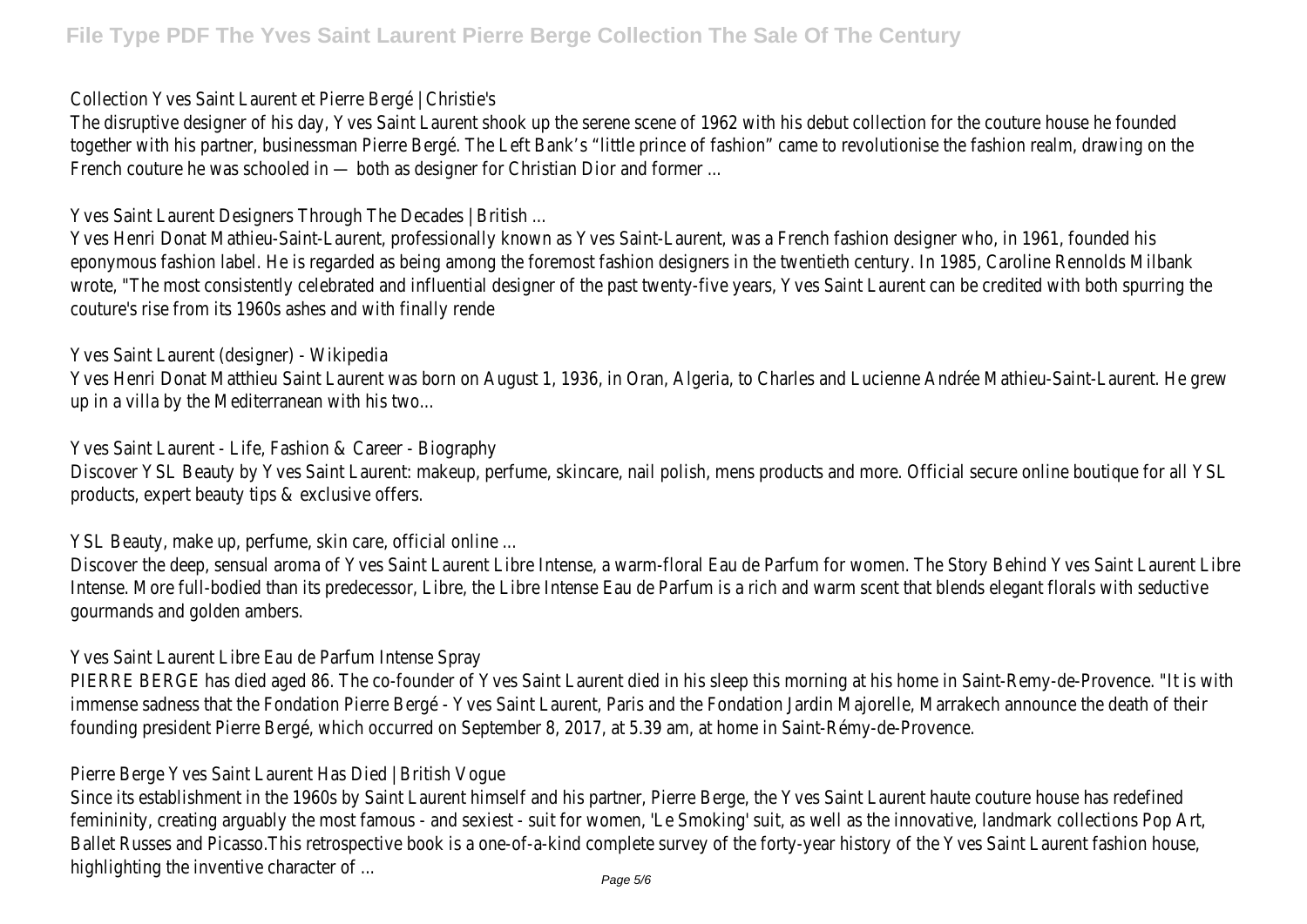Collection Yves Saint Laurent et Pierre Bergé | Christie's

The disruptive designer of his day, Yves Saint Laurent shook up the serene scene of 1962 with his debut collection for the couture house he founded together with his partner, businessman Pierre Bergé. The Left Bank's "little prince of fashion" came to revolutionise the fashion realm, drawing on the French couture he was schooled in — both as designer for Christian Dior and former ...

Yves Saint Laurent Designers Through The Decades | British ...

Yves Henri Donat Mathieu-Saint-Laurent, professionally known as Yves Saint-Laurent, was a French fashion designer who, in 1961, founded his eponymous fashion label. He is regarded as being among the foremost fashion designers in the twentieth century. In 1985, Caroline Rennolds Milbank wrote, "The most consistently celebrated and influential designer of the past twenty-five years, Yves Saint Laurent can be credited with both spurring the couture's rise from its 1960s ashes and with finally rende

Yves Saint Laurent (designer) - Wikipedia

Yves Henri Donat Matthieu Saint Laurent was born on August 1, 1936, in Oran, Algeria, to Charles and Lucienne Andrée Mathieu-Saint-Laurent. He grew up in a villa by the Mediterranean with his two...

Yves Saint Laurent - Life, Fashion & Career - Biography

Discover YSL Beauty by Yves Saint Laurent: makeup, perfume, skincare, nail polish, mens products and more. Official secure online boutique for all YSL products, expert beauty tips & exclusive offers.

YSL Beauty, make up, perfume, skin care, official online ...

Discover the deep, sensual aroma of Yves Saint Laurent Libre Intense, a warm-floral Eau de Parfum for women. The Story Behind Yves Saint Laurent Libre Intense. More full-bodied than its predecessor, Libre, the Libre Intense Eau de Parfum is a rich and warm scent that blends elegant florals with seductive gourmands and golden ambers.

Yves Saint Laurent Libre Eau de Parfum Intense Spray

PIERRE BERGE has died aged 86. The co-founder of Yves Saint Laurent died in his sleep this morning at his home in Saint-Remy-de-Provence. "It is with immense sadness that the Fondation Pierre Bergé - Yves Saint Laurent, Paris and the Fondation Jardin Majorelle, Marrakech announce the death of their founding president Pierre Bergé, which occurred on September 8, 2017, at 5.39 am, at home in Saint-Rémy-de-Provence.

Pierre Berge Yves Saint Laurent Has Died | British Vogue

Since its establishment in the 1960s by Saint Laurent himself and his partner, Pierre Berge, the Yves Saint Laurent haute couture house has redefined femininity, creating arguably the most famous - and sexiest - suit for women, 'Le Smoking' suit, as well as the innovative, landmark collections Pop Art, Ballet Russes and Picasso.This retrospective book is a one-of-a-kind complete survey of the forty-year history of the Yves Saint Laurent fashion house, highlighting the inventive character of ...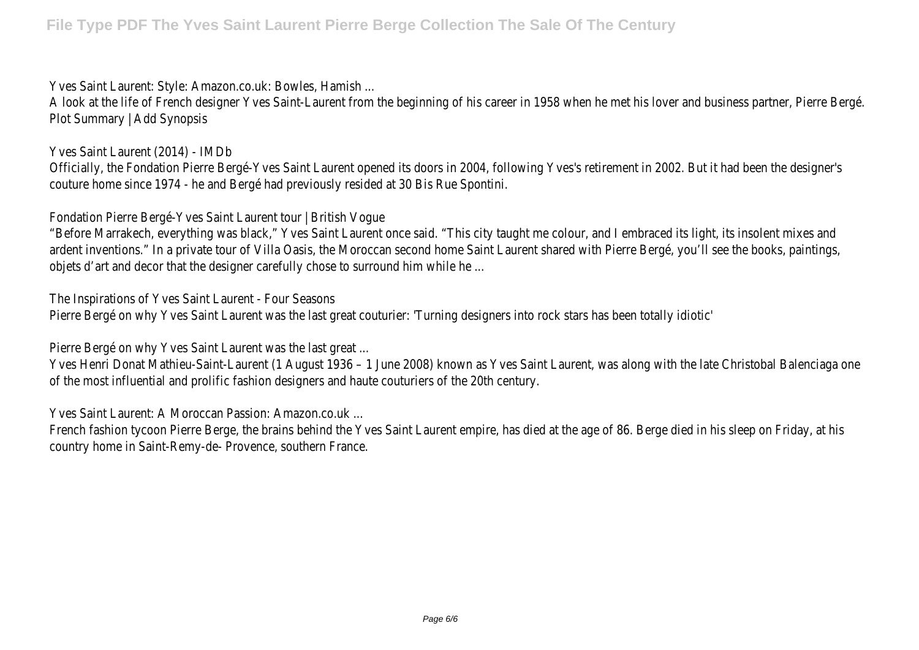Yves Saint Laurent: Style: Amazon.co.uk: Bowles, Hamish ...

A look at the life of French designer Yves Saint-Laurent from the beginning of his career in 1958 when he met his lover and business partner, Pierre Bergé. Plot Summary | Add Synopsis

Yves Saint Laurent (2014) - IMDb

Officially, the Fondation Pierre Bergé-Yves Saint Laurent opened its doors in 2004, following Yves's retirement in 2002. But it had been the designer's couture home since 1974 - he and Bergé had previously resided at 30 Bis Rue Spontini.

Fondation Pierre Bergé-Yves Saint Laurent tour | British Vogue

"Before Marrakech, everything was black," Yves Saint Laurent once said. "This city taught me colour, and I embraced its light, its insolent mixes and ardent inventions." In a private tour of Villa Oasis, the Moroccan second home Saint Laurent shared with Pierre Bergé, you'll see the books, paintings, objets d'art and decor that the designer carefully chose to surround him while he ...

The Inspirations of Yves Saint Laurent - Four Seasons

Pierre Bergé on why Yves Saint Laurent was the last great couturier: 'Turning designers into rock stars has been totally idiotic'

Pierre Bergé on why Yves Saint Laurent was the last great ...

Yves Henri Donat Mathieu-Saint-Laurent (1 August 1936 – 1 June 2008) known as Yves Saint Laurent, was along with the late Christobal Balenciaga one of the most influential and prolific fashion designers and haute couturiers of the 20th century.

Yves Saint Laurent: A Moroccan Passion: Amazon.co.uk ...

French fashion tycoon Pierre Berge, the brains behind the Yves Saint Laurent empire, has died at the age of 86. Berge died in his sleep on Friday, at his country home in Saint-Remy-de- Provence, southern France.